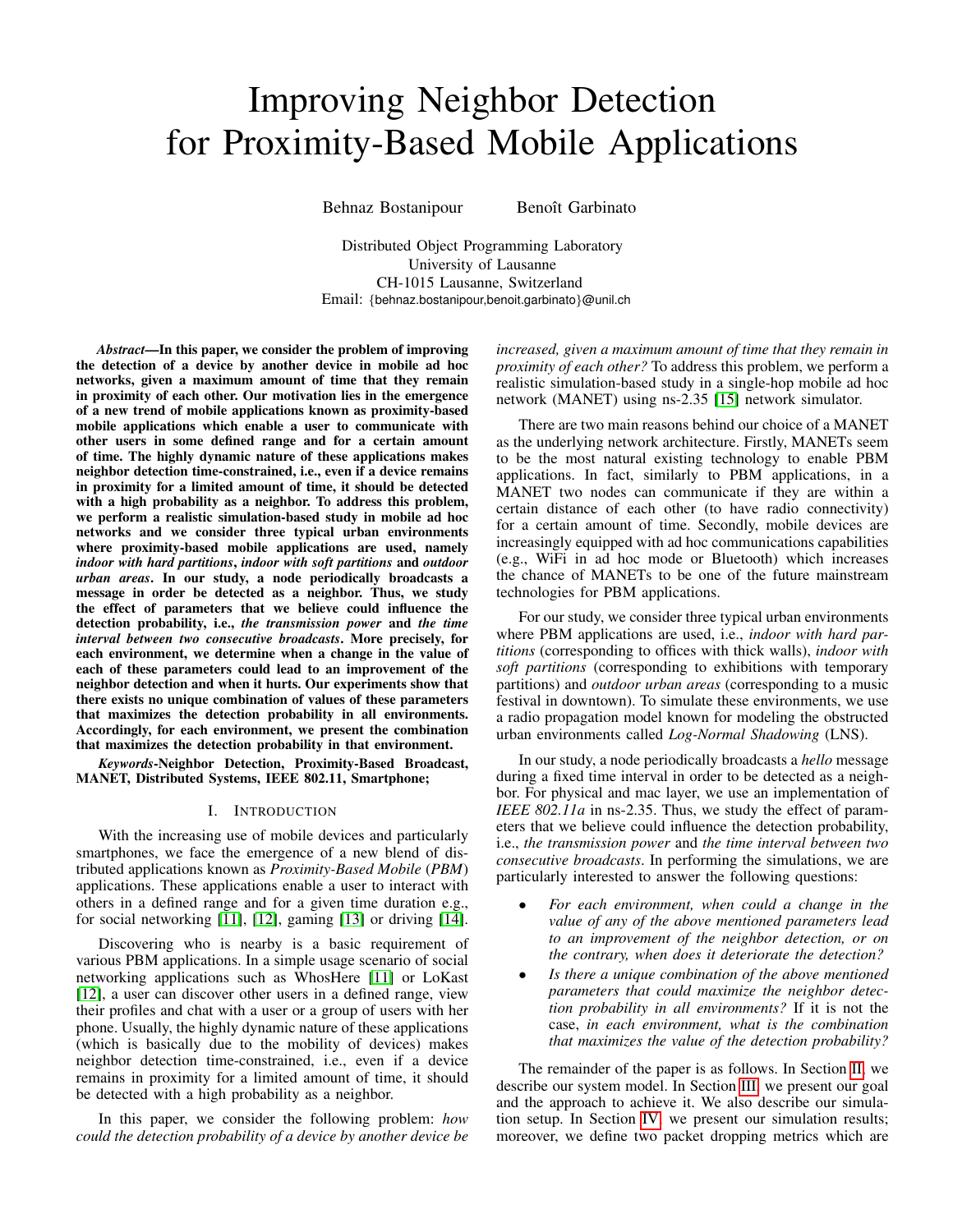# Improving Neighbor Detection for Proximity-Based Mobile Applications

Behnaz Bostanipour Benoît Garbinato

Distributed Object Programming Laboratory
University of Lausanne
CH-1015 Lausanne, Switzerland
Email: {behnaz.bostanipour,benoit.garbinato}@unil.ch

***Abstract*—In this paper, we consider the problem of improving the detection of a device by another device in mobile ad hoc networks, given a maximum amount of time that they remain in proximity of each other. Our motivation lies in the emergence of a new trend of mobile applications known as proximity-based mobile applications which enable a user to communicate with other users in some defined range and for a certain amount of time. The highly dynamic nature of these applications makes neighbor detection time-constrained, i.e., even if a device remains in proximity for a limited amount of time, it should be detected with a high probability as a neighbor. To address this problem, we perform a realistic simulation-based study in mobile ad hoc networks and we consider three typical urban environments where proximity-based mobile applications are used, namely *indoor with hard partitions*, *indoor with soft partitions* and *outdoor urban areas*. In our study, a node periodically broadcasts a message in order be detected as a neighbor. Thus, we study the effect of parameters that we believe could influence the detection probability, i.e., *the transmission power* and *the time interval between two consecutive broadcasts*. More precisely, for each environment, we determine when a change in the value of each of these parameters could lead to an improvement of the neighbor detection and when it hurts. Our experiments show that there exists no unique combination of values of these parameters that maximizes the detection probability in all environments. Accordingly, for each environment, we present the combination that maximizes the detection probability in that environment.**

***Keywords*-Neighbor Detection, Proximity-Based Broadcast, MANET, Distributed Systems, IEEE 802.11, Smartphone;**

## I. Introduction

With the increasing use of mobile devices and particularly smartphones, we face the emergence of a new blend of distributed applications known as *Proximity-Based Mobile* (*PBM*) applications. These applications enable a user to interact with others in a defined range and for a given time duration e.g., for social networking [11], [12], gaming [13] or driving [14].

Discovering who is nearby is a basic requirement of various PBM applications. In a simple usage scenario of social networking applications such as WhosHere [11] or LoKast [12], a user can discover other users in a defined range, view their profiles and chat with a user or a group of users with her phone. Usually, the highly dynamic nature of these applications (which is basically due to the mobility of devices) makes neighbor detection time-constrained, i.e., even if a device remains in proximity for a limited amount of time, it should be detected with a high probability as a neighbor.

In this paper, we consider the following problem: *how could the detection probability of a device by another device be increased, given a maximum amount of time that they remain in proximity of each other?* To address this problem, we perform a realistic simulation-based study in a single-hop mobile ad hoc network (MANET) using ns-2.35 [15] network simulator.

There are two main reasons behind our choice of a MANET as the underlying network architecture. Firstly, MANETs seem to be the most natural existing technology to enable PBM applications. In fact, similarly to PBM applications, in a MANET two nodes can communicate if they are within a certain distance of each other (to have radio connectivity) for a certain amount of time. Secondly, mobile devices are increasingly equipped with ad hoc communications capabilities (e.g., WiFi in ad hoc mode or Bluetooth) which increases the chance of MANETs to be one of the future mainstream technologies for PBM applications.

For our study, we consider three typical urban environments where PBM applications are used, i.e., *indoor with hard partitions* (corresponding to offices with thick walls), *indoor with soft partitions* (corresponding to exhibitions with temporary partitions) and *outdoor urban areas* (corresponding to a music festival in downtown). To simulate these environments, we use a radio propagation model known for modeling the obstructed urban environments called *Log-Normal Shadowing* (LNS).

In our study, a node periodically broadcasts a *hello* message during a fixed time interval in order to be detected as a neighbor. For physical and mac layer, we use an implementation of *IEEE 802.11a* in ns-2.35. Thus, we study the effect of parameters that we believe could influence the detection probability, i.e., *the transmission power* and *the time interval between two consecutive broadcasts*. In performing the simulations, we are particularly interested to answer the following questions:

- *For each environment, when could a change in the value of any of the above mentioned parameters lead to an improvement of the neighbor detection, or on the contrary, when does it deteriorate the detection?*
- *Is there a unique combination of the above mentioned parameters that could maximize the neighbor detection probability in all environments?* If it is not the case, *in each environment, what is the combination that maximizes the value of the detection probability?*

The remainder of the paper is as follows. In Section II, we describe our system model. In Section III, we present our goal and the approach to achieve it. We also describe our simulation setup. In Section IV, we present our simulation results; moreover, we define two packet dropping metrics which are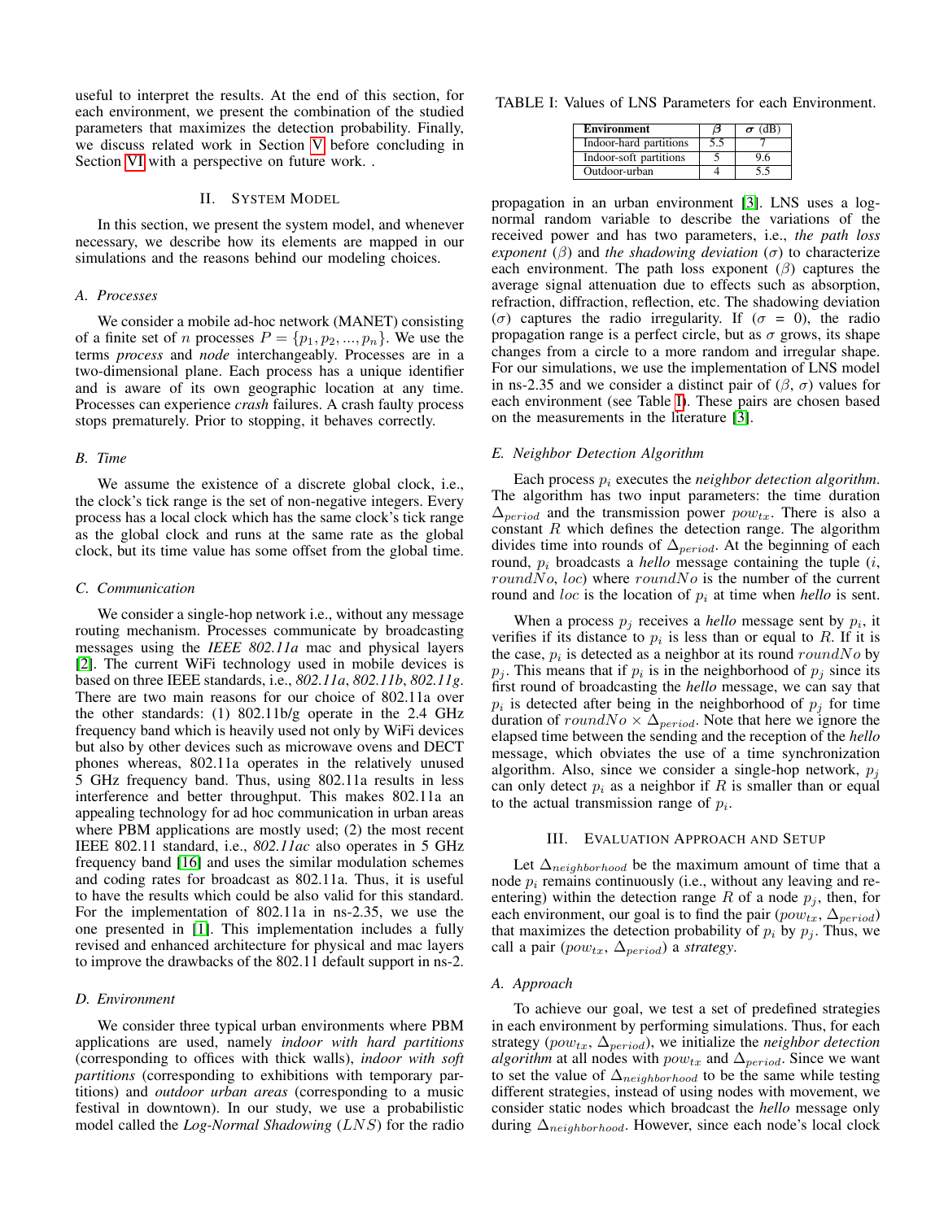useful to interpret the results. At the end of this section, for each environment, we present the combination of the studied parameters that maximizes the detection probability. Finally, we discuss related work in Section V before concluding in Section VI with a perspective on future work. .

## II. System Model

In this section, we present the system model, and whenever necessary, we describe how its elements are mapped in our simulations and the reasons behind our modeling choices.

### A. Processes

We consider a mobile ad-hoc network (MANET) consisting of a finite set of $n$ processes $P = \{p_1, p_2, ..., p_n\}$. We use the terms *process* and *node* interchangeably. Processes are in a two-dimensional plane. Each process has a unique identifier and is aware of its own geographic location at any time. Processes can experience *crash* failures. A crash faulty process stops prematurely. Prior to stopping, it behaves correctly.

### B. Time

We assume the existence of a discrete global clock, i.e., the clock's tick range is the set of non-negative integers. Every process has a local clock which has the same clock's tick range as the global clock and runs at the same rate as the global clock, but its time value has some offset from the global time.

### C. Communication

We consider a single-hop network i.e., without any message routing mechanism. Processes communicate by broadcasting messages using the *IEEE 802.11a* mac and physical layers [2]. The current WiFi technology used in mobile devices is based on three IEEE standards, i.e., *802.11a*, *802.11b*, *802.11g*. There are two main reasons for our choice of 802.11a over the other standards: (1) 802.11b/g operate in the 2.4 GHz frequency band which is heavily used not only by WiFi devices but also by other devices such as microwave ovens and DECT phones whereas, 802.11a operates in the relatively unused 5 GHz frequency band. Thus, using 802.11a results in less interference and better throughput. This makes 802.11a an appealing technology for ad hoc communication in urban areas where PBM applications are mostly used; (2) the most recent IEEE 802.11 standard, i.e., *802.11ac* also operates in 5 GHz frequency band [16] and uses the similar modulation schemes and coding rates for broadcast as 802.11a. Thus, it is useful to have the results which could be also valid for this standard. For the implementation of 802.11a in ns-2.35, we use the one presented in [1]. This implementation includes a fully revised and enhanced architecture for physical and mac layers to improve the drawbacks of the 802.11 default support in ns-2.

### D. Environment

We consider three typical urban environments where PBM applications are used, namely *indoor with hard partitions* (corresponding to offices with thick walls), *indoor with soft partitions* (corresponding to exhibitions with temporary partitions) and *outdoor urban areas* (corresponding to a music festival in downtown). In our study, we use a probabilistic model called the *Log-Normal Shadowing* ($LNS$) for the radio propagation in an urban environment [3]. LNS uses a log-normal random variable to describe the variations of the received power and has two parameters, i.e., *the path loss exponent* ($\beta$) and *the shadowing deviation* ($\sigma$) to characterize each environment. The path loss exponent ($\beta$) captures the average signal attenuation due to effects such as absorption, refraction, diffraction, reflection, etc. The shadowing deviation ($\sigma$) captures the radio irregularity. If ($\sigma$ = 0), the radio propagation range is a perfect circle, but as $\sigma$ grows, its shape changes from a circle to a more random and irregular shape. For our simulations, we use the implementation of LNS model in ns-2.35 and we consider a distinct pair of ($\beta$, $\sigma$) values for each environment (see Table I). These pairs are chosen based on the measurements in the literature [3].

TABLE I: Values of LNS Parameters for each Environment.

| Environment | $\beta$ | $\sigma$ (dB) |
|---|---|---|
| Indoor-hard partitions | 5.5 | 7 |
| Indoor-soft partitions | 5 | 9.6 |
| Outdoor-urban | 4 | 5.5 |

### E. Neighbor Detection Algorithm

Each process $p_i$ executes the *neighbor detection algorithm*. The algorithm has two input parameters: the time duration $\Delta_{period}$ and the transmission power $pow_{tx}$. There is also a constant $R$ which defines the detection range. The algorithm divides time into rounds of $\Delta_{period}$. At the beginning of each round, $p_i$ broadcasts a *hello* message containing the tuple ($i$, $roundNo$, $loc$) where $roundNo$ is the number of the current round and $loc$ is the location of $p_i$ at time when *hello* is sent.

When a process $p_j$ receives a *hello* message sent by $p_i$, it verifies if its distance to $p_i$ is less than or equal to $R$. If it is the case, $p_i$ is detected as a neighbor at its round $roundNo$ by $p_j$. This means that if $p_i$ is in the neighborhood of $p_j$ since its first round of broadcasting the *hello* message, we can say that $p_i$ is detected after being in the neighborhood of $p_j$ for time duration of $roundNo \times \Delta_{period}$. Note that here we ignore the elapsed time between the sending and the reception of the *hello* message, which obviates the use of a time synchronization algorithm. Also, since we consider a single-hop network, $p_j$ can only detect $p_i$ as a neighbor if $R$ is smaller than or equal to the actual transmission range of $p_i$.

## III. Evaluation Approach and Setup

Let $\Delta_{neighborhood}$ be the maximum amount of time that a node $p_i$ remains continuously (i.e., without any leaving and re-entering) within the detection range $R$ of a node $p_j$, then, for each environment, our goal is to find the pair ($pow_{tx}$, $\Delta_{period}$) that maximizes the detection probability of $p_i$ by $p_j$. Thus, we call a pair ($pow_{tx}$, $\Delta_{period}$) a *strategy*.

### A. Approach

To achieve our goal, we test a set of predefined strategies in each environment by performing simulations. Thus, for each strategy ($pow_{tx}$, $\Delta_{period}$), we initialize the *neighbor detection algorithm* at all nodes with $pow_{tx}$ and $\Delta_{period}$. Since we want to set the value of $\Delta_{neighborhood}$ to be the same while testing different strategies, instead of using nodes with movement, we consider static nodes which broadcast the *hello* message only during $\Delta_{neighborhood}$. However, since each node's local clock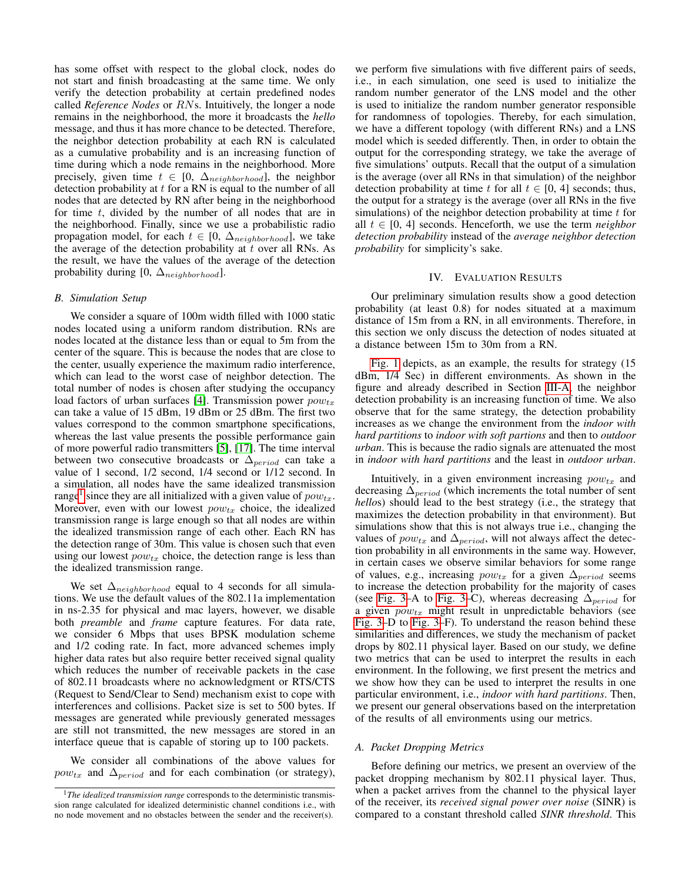has some offset with respect to the global clock, nodes do not start and finish broadcasting at the same time. We only verify the detection probability at certain predefined nodes called *Reference Nodes* or *RN*s. Intuitively, the longer a node remains in the neighborhood, the more it broadcasts the *hello* message, and thus it has more chance to be detected. Therefore, the neighbor detection probability at each RN is calculated as a cumulative probability and is an increasing function of time during which a node remains in the neighborhood. More precisely, given time $t \in [0, \Delta_{neighborhood}]$, the neighbor detection probability at $t$ for a RN is equal to the number of all nodes that are detected by RN after being in the neighborhood for time $t$, divided by the number of all nodes that are in the neighborhood. Finally, since we use a probabilistic radio propagation model, for each $t \in [0, \Delta_{neighborhood}]$, we take the average of the detection probability at $t$ over all RNs. As the result, we have the values of the average of the detection probability during $[0, \Delta_{neighborhood}]$.

### B. Simulation Setup

We consider a square of 100m width filled with 1000 static nodes located using a uniform random distribution. RNs are nodes located at the distance less than or equal to 5m from the center of the square. This is because the nodes that are close to the center, usually experience the maximum radio interference, which can lead to the worst case of neighbor detection. The total number of nodes is chosen after studying the occupancy load factors of urban surfaces [4]. Transmission power $pow_{tx}$ can take a value of 15 dBm, 19 dBm or 25 dBm. The first two values correspond to the common smartphone specifications, whereas the last value presents the possible performance gain of more powerful radio transmitters [5], [17]. The time interval between two consecutive broadcasts or $\Delta_{period}$ can take a value of 1 second, 1/2 second, 1/4 second or 1/12 second. In a simulation, all nodes have the same idealized transmission range[1] since they are all initialized with a given value of $pow_{tx}$. Moreover, even with our lowest $pow_{tx}$ choice, the idealized transmission range is large enough so that all nodes are within the idealized transmission range of each other. Each RN has the detection range of 30m. This value is chosen such that even using our lowest $pow_{tx}$ choice, the detection range is less than the idealized transmission range.

We set $\Delta_{neighborhood}$ equal to 4 seconds for all simulations. We use the default values of the 802.11a implementation in ns-2.35 for physical and mac layers, however, we disable both *preamble* and *frame* capture features. For data rate, we consider 6 Mbps that uses BPSK modulation scheme and 1/2 coding rate. In fact, more advanced schemes imply higher data rates but also require better received signal quality which reduces the number of receivable packets in the case of 802.11 broadcasts where no acknowledgment or RTS/CTS (Request to Send/Clear to Send) mechanism exist to cope with interferences and collisions. Packet size is set to 500 bytes. If messages are generated while previously generated messages are still not transmitted, the new messages are stored in an interface queue that is capable of storing up to 100 packets.

We consider all combinations of the above values for $pow_{tx}$ and $\Delta_{period}$ and for each combination (or strategy), we perform five simulations with five different pairs of seeds, i.e., in each simulation, one seed is used to initialize the random number generator of the LNS model and the other is used to initialize the random number generator responsible for randomness of topologies. Thereby, for each simulation, we have a different topology (with different RNs) and a LNS model which is seeded differently. Then, in order to obtain the output for the corresponding strategy, we take the average of five simulations' outputs. Recall that the output of a simulation is the average (over all RNs in that simulation) of the neighbor detection probability at time $t$ for all $t \in [0, 4]$ seconds; thus, the output for a strategy is the average (over all RNs in the five simulations) of the neighbor detection probability at time $t$ for all $t \in [0, 4]$ seconds. Henceforth, we use the term *neighbor detection probability* instead of the *average neighbor detection probability* for simplicity's sake.

[1] *The idealized transmission range* corresponds to the deterministic transmission range calculated for idealized deterministic channel conditions i.e., with no node movement and no obstacles between the sender and the receiver(s).

## IV. Evaluation Results

Our preliminary simulation results show a good detection probability (at least 0.8) for nodes situated at a maximum distance of 15m from a RN, in all environments. Therefore, in this section we only discuss the detection of nodes situated at a distance between 15m to 30m from a RN.

Fig. 1 depicts, as an example, the results for strategy (15 dBm, 1/4 Sec) in different environments. As shown in the figure and already described in Section III-A, the neighbor detection probability is an increasing function of time. We also observe that for the same strategy, the detection probability increases as we change the environment from the *indoor with hard partitions* to *indoor with soft partions* and then to *outdoor urban*. This is because the radio signals are attenuated the most in *indoor with hard partitions* and the least in *outdoor urban*.

Intuitively, in a given environment increasing $pow_{tx}$ and decreasing $\Delta_{period}$ (which increments the total number of sent *hello*s) should lead to the best strategy (i.e., the strategy that maximizes the detection probability in that environment). But simulations show that this is not always true i.e., changing the values of $pow_{tx}$ and $\Delta_{period}$, will not always affect the detection probability in all environments in the same way. However, in certain cases we observe similar behaviors for some range of values, e.g., increasing $pow_{tx}$ for a given $\Delta_{period}$ seems to increase the detection probability for the majority of cases (see Fig. 3–A to Fig. 3–C), whereas decreasing $\Delta_{period}$ for a given $pow_{tx}$ might result in unpredictable behaviors (see Fig. 3–D to Fig. 3–F). To understand the reason behind these similarities and differences, we study the mechanism of packet drops by 802.11 physical layer. Based on our study, we define two metrics that can be used to interpret the results in each environment. In the following, we first present the metrics and we show how they can be used to interpret the results in one particular environment, i.e., *indoor with hard partitions*. Then, we present our general observations based on the interpretation of the results of all environments using our metrics.

### A. Packet Dropping Metrics

Before defining our metrics, we present an overview of the packet dropping mechanism by 802.11 physical layer. Thus, when a packet arrives from the channel to the physical layer of the receiver, its *received signal power over noise* (SINR) is compared to a constant threshold called *SINR threshold*. This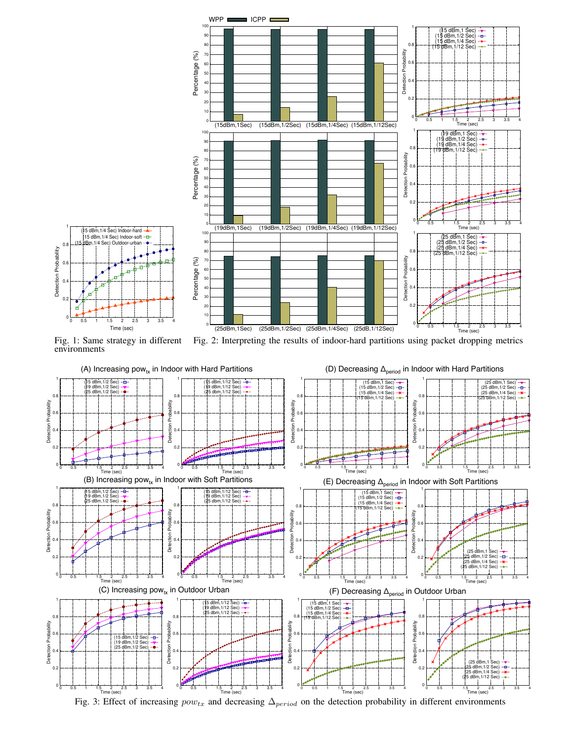Fig. 1: Same strategy in different environments

Fig. 2: Interpreting the results of indoor-hard partitions using packet dropping metrics

Fig. 3: Effect of increasing $pow_{tx}$ and decreasing $\Delta_{period}$ on the detection probability in different environments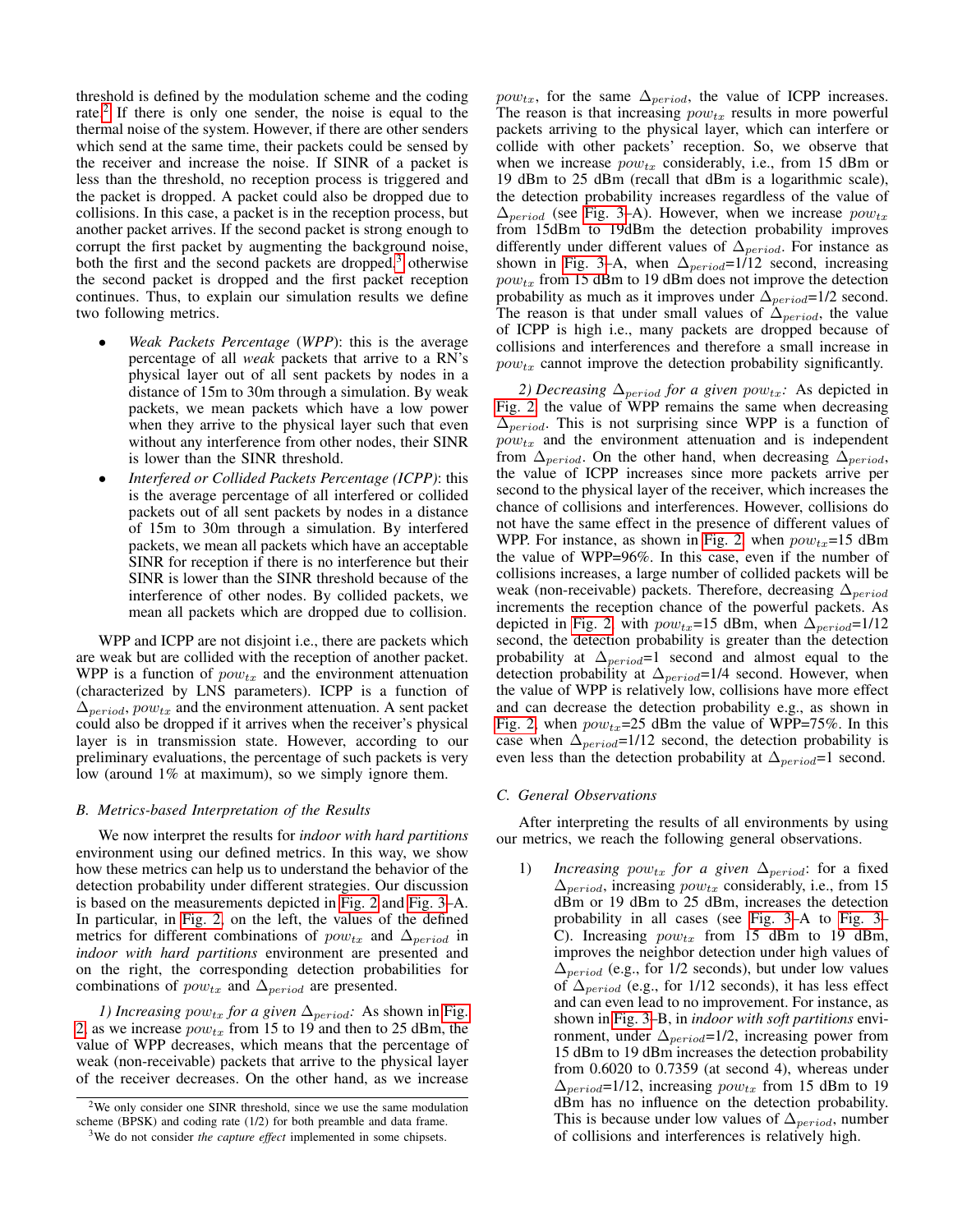threshold is defined by the modulation scheme and the coding rate.[2] If there is only one sender, the noise is equal to the thermal noise of the system. However, if there are other senders which send at the same time, their packets could be sensed by the receiver and increase the noise. If SINR of a packet is less than the threshold, no reception process is triggered and the packet is dropped. A packet could also be dropped due to collisions. In this case, a packet is in the reception process, but another packet arrives. If the second packet is strong enough to corrupt the first packet by augmenting the background noise, both the first and the second packets are dropped,[3] otherwise the second packet is dropped and the first packet reception continues. Thus, to explain our simulation results we define two following metrics.

- *Weak Packets Percentage* (*WPP*): this is the average percentage of all *weak* packets that arrive to a RN's physical layer out of all sent packets by nodes in a distance of 15m to 30m through a simulation. By weak packets, we mean packets which have a low power when they arrive to the physical layer such that even without any interference from other nodes, their SINR is lower than the SINR threshold.
- *Interfered or Collided Packets Percentage (ICPP)*: this is the average percentage of all interfered or collided packets out of all sent packets by nodes in a distance of 15m to 30m through a simulation. By interfered packets, we mean all packets which have an acceptable SINR for reception if there is no interference but their SINR is lower than the SINR threshold because of the interference of other nodes. By collided packets, we mean all packets which are dropped due to collision.

WPP and ICPP are not disjoint i.e., there are packets which are weak but are collided with the reception of another packet. WPP is a function of $pow_{tx}$ and the environment attenuation (characterized by LNS parameters). ICPP is a function of $\Delta_{period}$, $pow_{tx}$ and the environment attenuation. A sent packet could also be dropped if it arrives when the receiver's physical layer is in transmission state. However, according to our preliminary evaluations, the percentage of such packets is very low (around 1% at maximum), so we simply ignore them.

### B. Metrics-based Interpretation of the Results

We now interpret the results for *indoor with hard partitions* environment using our defined metrics. In this way, we show how these metrics can help us to understand the behavior of the detection probability under different strategies. Our discussion is based on the measurements depicted in Fig. 2 and Fig. 3–A. In particular, in Fig. 2, on the left, the values of the defined metrics for different combinations of $pow_{tx}$ and $\Delta_{period}$ in *indoor with hard partitions* environment are presented and on the right, the corresponding detection probabilities for combinations of $pow_{tx}$ and $\Delta_{period}$ are presented.

*1) Increasing $pow_{tx}$ for a given $\Delta_{period}$:* As shown in Fig. 2, as we increase $pow_{tx}$ from 15 to 19 and then to 25 dBm, the value of WPP decreases, which means that the percentage of weak (non-receivable) packets that arrive to the physical layer of the receiver decreases. On the other hand, as we increase $pow_{tx}$, for the same $\Delta_{period}$, the value of ICPP increases. The reason is that increasing $pow_{tx}$ results in more powerful packets arriving to the physical layer, which can interfere or collide with other packets' reception. So, we observe that when we increase $pow_{tx}$ considerably, i.e., from 15 dBm or 19 dBm to 25 dBm (recall that dBm is a logarithmic scale), the detection probability increases regardless of the value of $\Delta_{period}$ (see Fig. 3–A). However, when we increase $pow_{tx}$ from 15dBm to 19dBm the detection probability improves differently under different values of $\Delta_{period}$. For instance as shown in Fig. 3–A, when $\Delta_{period}$=1/12 second, increasing $pow_{tx}$ from 15 dBm to 19 dBm does not improve the detection probability as much as it improves under $\Delta_{period}$=1/2 second. The reason is that under small values of $\Delta_{period}$, the value of ICPP is high i.e., many packets are dropped because of collisions and interferences and therefore a small increase in $pow_{tx}$ cannot improve the detection probability significantly.

*2) Decreasing $\Delta_{period}$ for a given $pow_{tx}$:* As depicted in Fig. 2, the value of WPP remains the same when decreasing $\Delta_{period}$. This is not surprising since WPP is a function of $pow_{tx}$ and the environment attenuation and is independent from $\Delta_{period}$. On the other hand, when decreasing $\Delta_{period}$, the value of ICPP increases since more packets arrive per second to the physical layer of the receiver, which increases the chance of collisions and interferences. However, collisions do not have the same effect in the presence of different values of WPP. For instance, as shown in Fig. 2, when $pow_{tx}$=15 dBm the value of WPP=96%. In this case, even if the number of collisions increases, a large number of collided packets will be weak (non-receivable) packets. Therefore, decreasing $\Delta_{period}$ increments the reception chance of the powerful packets. As depicted in Fig. 2, with $pow_{tx}$=15 dBm, when $\Delta_{period}$=1/12 second, the detection probability is greater than the detection probability at $\Delta_{period}$=1 second and almost equal to the detection probability at $\Delta_{period}$=1/4 second. However, when the value of WPP is relatively low, collisions have more effect and can decrease the detection probability e.g., as shown in Fig. 2, when $pow_{tx}$=25 dBm the value of WPP=75%. In this case when $\Delta_{period}$=1/12 second, the detection probability is even less than the detection probability at $\Delta_{period}$=1 second.

### C. General Observations

After interpreting the results of all environments by using our metrics, we reach the following general observations.

1) *Increasing $pow_{tx}$ for a given $\Delta_{period}$*: for a fixed $\Delta_{period}$, increasing $pow_{tx}$ considerably, i.e., from 15 dBm or 19 dBm to 25 dBm, increases the detection probability in all cases (see Fig. 3–A to Fig. 3–C). Increasing $pow_{tx}$ from 15 dBm to 19 dBm, improves the neighbor detection under high values of $\Delta_{period}$ (e.g., for 1/2 seconds), but under low values of $\Delta_{period}$ (e.g., for 1/12 seconds), it has less effect and can even lead to no improvement. For instance, as shown in Fig. 3–B, in *indoor with soft partitions* environment, under $\Delta_{period}$=1/2, increasing power from 15 dBm to 19 dBm increases the detection probability from 0.6020 to 0.7359 (at second 4), whereas under $\Delta_{period}$=1/12, increasing $pow_{tx}$ from 15 dBm to 19 dBm has no influence on the detection probability. This is because under low values of $\Delta_{period}$, number of collisions and interferences is relatively high.

[2] We only consider one SINR threshold, since we use the same modulation scheme (BPSK) and coding rate (1/2) for both preamble and data frame.

[3] We do not consider *the capture effect* implemented in some chipsets.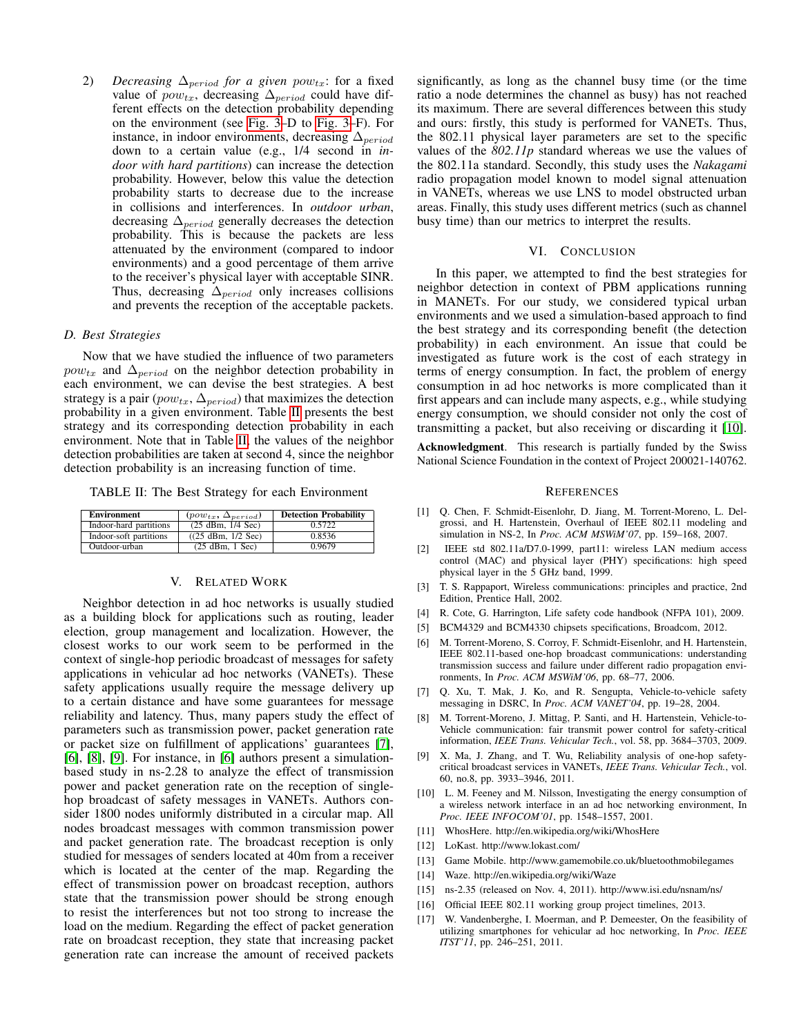2) *Decreasing* $\Delta_{period}$ *for a given* $pow_{tx}$: for a fixed value of $pow_{tx}$, decreasing $\Delta_{period}$ could have different effects on the detection probability depending on the environment (see Fig. 3–D to Fig. 3–F). For instance, in indoor environments, decreasing $\Delta_{period}$ down to a certain value (e.g., 1/4 second in *indoor with hard partitions*) can increase the detection probability. However, below this value the detection probability starts to decrease due to the increase in collisions and interferences. In *outdoor urban*, decreasing $\Delta_{period}$ generally decreases the detection probability. This is because the packets are less attenuated by the environment (compared to indoor environments) and a good percentage of them arrive to the receiver's physical layer with acceptable SINR. Thus, decreasing $\Delta_{period}$ only increases collisions and prevents the reception of the acceptable packets.

### D. Best Strategies

Now that we have studied the influence of two parameters $pow_{tx}$ and $\Delta_{period}$ on the neighbor detection probability in each environment, we can devise the best strategies. A best strategy is a pair ($pow_{tx}$, $\Delta_{period}$) that maximizes the detection probability in a given environment. Table II presents the best strategy and its corresponding detection probability in each environment. Note that in Table II, the values of the neighbor detection probabilities are taken at second 4, since the neighbor detection probability is an increasing function of time.

TABLE II: The Best Strategy for each Environment

| Environment | ($pow_{tx}$, $\Delta_{period}$) | Detection Probability |
|---|---|---|
| Indoor-hard partitions | (25 dBm, 1/4 Sec) | 0.5722 |
| Indoor-soft partitions | ((25 dBm, 1/2 Sec) | 0.8536 |
| Outdoor-urban | (25 dBm, 1 Sec) | 0.9679 |

## V. Related Work

Neighbor detection in ad hoc networks is usually studied as a building block for applications such as routing, leader election, group management and localization. However, the closest works to our work seem to be performed in the context of single-hop periodic broadcast of messages for safety applications in vehicular ad hoc networks (VANETs). These safety applications usually require the message delivery up to a certain distance and have some guarantees for message reliability and latency. Thus, many papers study the effect of parameters such as transmission power, packet generation rate or packet size on fulfillment of applications' guarantees [7], [6], [8], [9]. For instance, in [6] authors present a simulation-based study in ns-2.28 to analyze the effect of transmission power and packet generation rate on the reception of single-hop broadcast of safety messages in VANETs. Authors consider 1800 nodes uniformly distributed in a circular map. All nodes broadcast messages with common transmission power and packet generation rate. The broadcast reception is only studied for messages of senders located at 40m from a receiver which is located at the center of the map. Regarding the effect of transmission power on broadcast reception, authors state that the transmission power should be strong enough to resist the interferences but not too strong to increase the load on the medium. Regarding the effect of packet generation rate on broadcast reception, they state that increasing packet generation rate can increase the amount of received packets significantly, as long as the channel busy time (or the time ratio a node determines the channel as busy) has not reached its maximum. There are several differences between this study and ours: firstly, this study is performed for VANETs. Thus, the 802.11 physical layer parameters are set to the specific values of the *802.11p* standard whereas we use the values of the 802.11a standard. Secondly, this study uses the *Nakagami* radio propagation model known to model signal attenuation in VANETs, whereas we use LNS to model obstructed urban areas. Finally, this study uses different metrics (such as channel busy time) than our metrics to interpret the results.

## VI. Conclusion

In this paper, we attempted to find the best strategies for neighbor detection in context of PBM applications running in MANETs. For our study, we considered typical urban environments and we used a simulation-based approach to find the best strategy and its corresponding benefit (the detection probability) in each environment. An issue that could be investigated as future work is the cost of each strategy in terms of energy consumption. In fact, the problem of energy consumption in ad hoc networks is more complicated than it first appears and can include many aspects, e.g., while studying energy consumption, we should consider not only the cost of transmitting a packet, but also receiving or discarding it [10].

**Acknowledgment**. This research is partially funded by the Swiss National Science Foundation in the context of Project 200021-140762.

## References

[1] Q. Chen, F. Schmidt-Eisenlohr, D. Jiang, M. Torrent-Moreno, L. Delgrossi, and H. Hartenstein, Overhaul of IEEE 802.11 modeling and simulation in NS-2, In *Proc. ACM MSWiM'07*, pp. 159–168, 2007.

[2] IEEE std 802.11a/D7.0-1999, part11: wireless LAN medium access control (MAC) and physical layer (PHY) specifications: high speed physical layer in the 5 GHz band, 1999.

[3] T. S. Rappaport, Wireless communications: principles and practice, 2nd Edition, Prentice Hall, 2002.

[4] R. Cote, G. Harrington, Life safety code handbook (NFPA 101), 2009.

[5] BCM4329 and BCM4330 chipsets specifications, Broadcom, 2012.

[6] M. Torrent-Moreno, S. Corroy, F. Schmidt-Eisenlohr, and H. Hartenstein, IEEE 802.11-based one-hop broadcast communications: understanding transmission success and failure under different radio propagation environments, In *Proc. ACM MSWiM'06*, pp. 68–77, 2006.

[7] Q. Xu, T. Mak, J. Ko, and R. Sengupta, Vehicle-to-vehicle safety messaging in DSRC, In *Proc. ACM VANET'04*, pp. 19–28, 2004.

[8] M. Torrent-Moreno, J. Mittag, P. Santi, and H. Hartenstein, Vehicle-to-Vehicle communication: fair transmit power control for safety-critical information, *IEEE Trans. Vehicular Tech.*, vol. 58, pp. 3684–3703, 2009.

[9] X. Ma, J. Zhang, and T. Wu, Reliability analysis of one-hop safety-critical broadcast services in VANETs, *IEEE Trans. Vehicular Tech.*, vol. 60, no.8, pp. 3933–3946, 2011.

[10] L. M. Feeney and M. Nilsson, Investigating the energy consumption of a wireless network interface in an ad hoc networking environment, In *Proc. IEEE INFOCOM'01*, pp. 1548–1557, 2001.

[11] WhosHere. http://en.wikipedia.org/wiki/WhosHere

[12] LoKast. http://www.lokast.com/

[13] Game Mobile. http://www.gamemobile.co.uk/bluetoothmobilegames

[14] Waze. http://en.wikipedia.org/wiki/Waze

[15] ns-2.35 (released on Nov. 4, 2011). http://www.isi.edu/nsnam/ns/

[16] Official IEEE 802.11 working group project timelines, 2013.

[17] W. Vandenberghe, I. Moerman, and P. Demeester, On the feasibility of utilizing smartphones for vehicular ad hoc networking, In *Proc. IEEE ITST'11*, pp. 246–251, 2011.